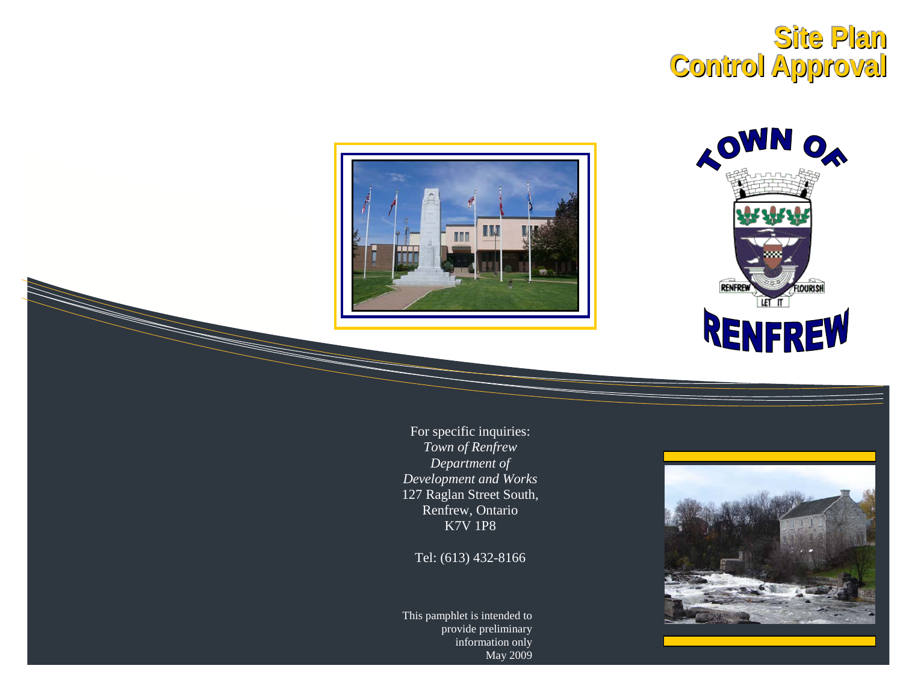# Site Plan Control Approval

For specific inquiries:
*Town of Renfrew*
*Department of*
*Development and Works*
127 Raglan Street South,
Renfrew, Ontario
K7V 1P8

Tel: (613) 432-8166

This pamphlet is intended to provide preliminary information only
May 2009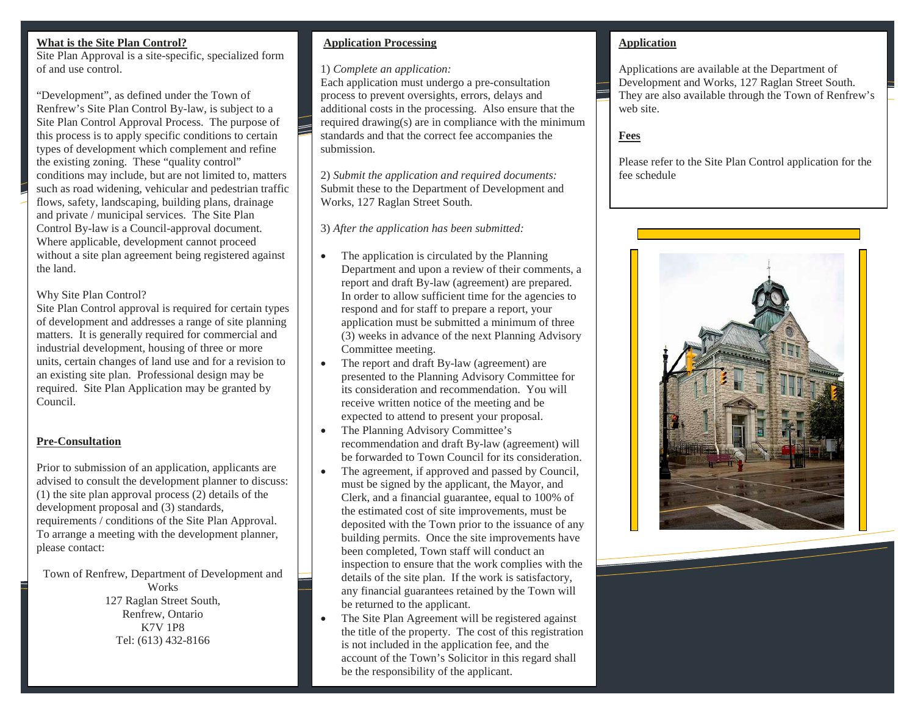## What is the Site Plan Control?

Site Plan Approval is a site-specific, specialized form of and use control.

"Development", as defined under the Town of Renfrew's Site Plan Control By-law, is subject to a Site Plan Control Approval Process. The purpose of this process is to apply specific conditions to certain types of development which complement and refine the existing zoning. These "quality control" conditions may include, but are not limited to, matters such as road widening, vehicular and pedestrian traffic flows, safety, landscaping, building plans, drainage and private / municipal services. The Site Plan Control By-law is a Council-approval document. Where applicable, development cannot proceed without a site plan agreement being registered against the land.

Why Site Plan Control?

Site Plan Control approval is required for certain types of development and addresses a range of site planning matters. It is generally required for commercial and industrial development, housing of three or more units, certain changes of land use and for a revision to an existing site plan. Professional design may be required. Site Plan Application may be granted by Council.

## Pre-Consultation

Prior to submission of an application, applicants are advised to consult the development planner to discuss: (1) the site plan approval process (2) details of the development proposal and (3) standards, requirements / conditions of the Site Plan Approval. To arrange a meeting with the development planner, please contact:

Town of Renfrew, Department of Development and Works
127 Raglan Street South,
Renfrew, Ontario
K7V 1P8
Tel: (613) 432-8166

## Application Processing

1) *Complete an application:*

Each application must undergo a pre-consultation process to prevent oversights, errors, delays and additional costs in the processing. Also ensure that the required drawing(s) are in compliance with the minimum standards and that the correct fee accompanies the submission.

2) *Submit the application and required documents:* Submit these to the Department of Development and Works, 127 Raglan Street South.

3) *After the application has been submitted:*

- The application is circulated by the Planning Department and upon a review of their comments, a report and draft By-law (agreement) are prepared. In order to allow sufficient time for the agencies to respond and for staff to prepare a report, your application must be submitted a minimum of three (3) weeks in advance of the next Planning Advisory Committee meeting.
- The report and draft By-law (agreement) are presented to the Planning Advisory Committee for its consideration and recommendation. You will receive written notice of the meeting and be expected to attend to present your proposal.
- The Planning Advisory Committee's recommendation and draft By-law (agreement) will be forwarded to Town Council for its consideration.
- The agreement, if approved and passed by Council, must be signed by the applicant, the Mayor, and Clerk, and a financial guarantee, equal to 100% of the estimated cost of site improvements, must be deposited with the Town prior to the issuance of any building permits. Once the site improvements have been completed, Town staff will conduct an inspection to ensure that the work complies with the details of the site plan. If the work is satisfactory, any financial guarantees retained by the Town will be returned to the applicant.
- The Site Plan Agreement will be registered against the title of the property. The cost of this registration is not included in the application fee, and the account of the Town's Solicitor in this regard shall be the responsibility of the applicant.

## Application

Applications are available at the Department of Development and Works, 127 Raglan Street South. They are also available through the Town of Renfrew's web site.

## Fees

Please refer to the Site Plan Control application for the fee schedule